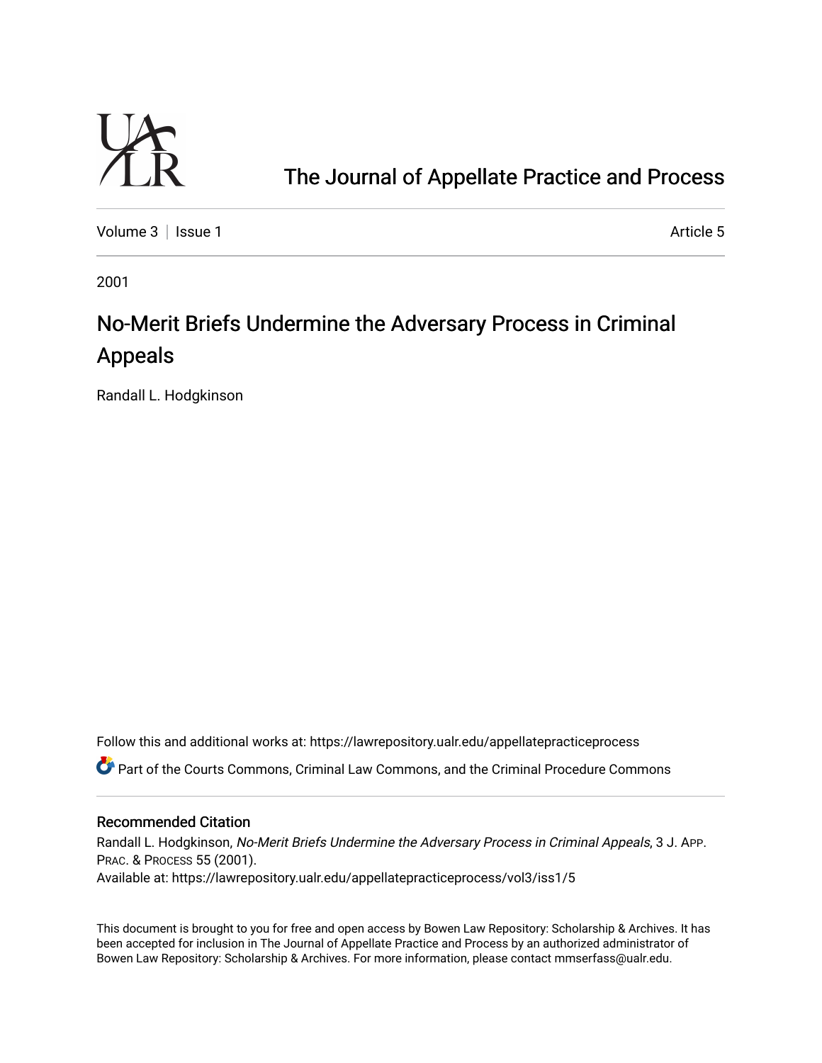# The Journal of Appellate Practice and Process

Volume 3 | Issue 1 — Article 5

2001

## No-Merit Briefs Undermine the Adversary Process in Criminal Appeals

Randall L. Hodgkinson

Follow this and additional works at: https://lawrepository.ualr.edu/appellatepracticeprocess

Part of the Courts Commons, Criminal Law Commons, and the Criminal Procedure Commons

### Recommended Citation

Randall L. Hodgkinson, *No-Merit Briefs Undermine the Adversary Process in Criminal Appeals*, 3 J. App. Prac. & Process 55 (2001).

Available at: https://lawrepository.ualr.edu/appellatepracticeprocess/vol3/iss1/5

This document is brought to you for free and open access by Bowen Law Repository: Scholarship & Archives. It has been accepted for inclusion in The Journal of Appellate Practice and Process by an authorized administrator of Bowen Law Repository: Scholarship & Archives. For more information, please contact mmserfass@ualr.edu.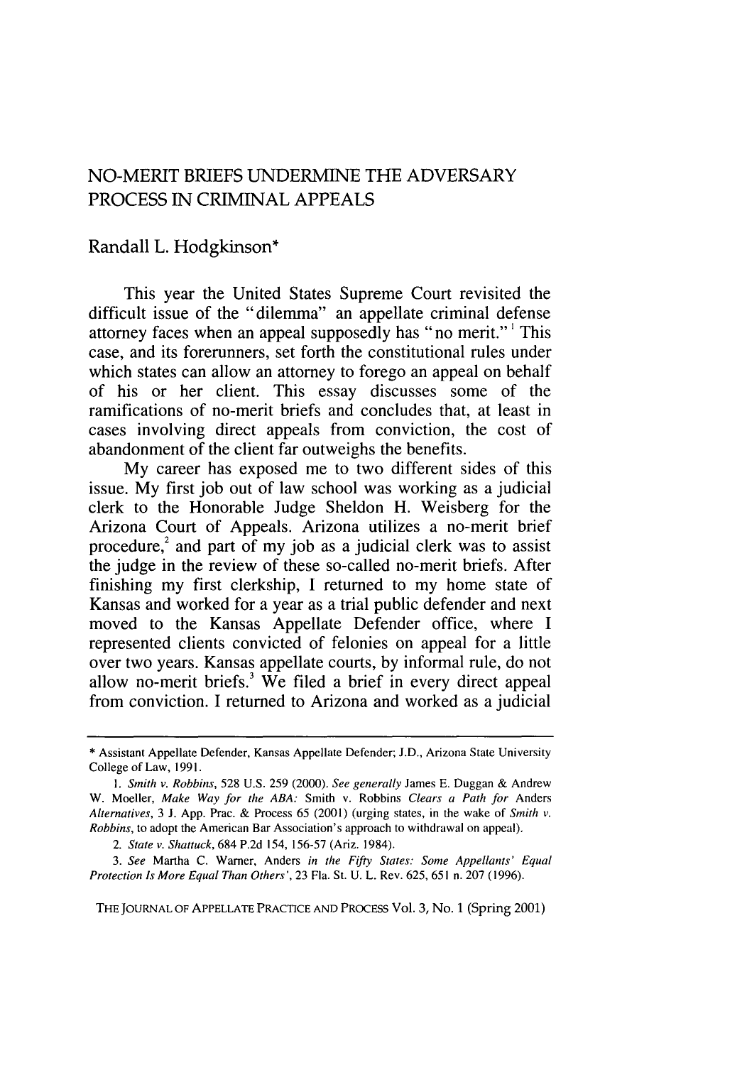# NO-MERIT BRIEFS UNDERMINE THE ADVERSARY PROCESS IN CRIMINAL APPEALS

Randall L. Hodgkinson*

This year the United States Supreme Court revisited the difficult issue of the "dilemma" an appellate criminal defense attorney faces when an appeal supposedly has "no merit."[1] This case, and its forerunners, set forth the constitutional rules under which states can allow an attorney to forego an appeal on behalf of his or her client. This essay discusses some of the ramifications of no-merit briefs and concludes that, at least in cases involving direct appeals from conviction, the cost of abandonment of the client far outweighs the benefits.

My career has exposed me to two different sides of this issue. My first job out of law school was working as a judicial clerk to the Honorable Judge Sheldon H. Weisberg for the Arizona Court of Appeals. Arizona utilizes a no-merit brief procedure,[2] and part of my job as a judicial clerk was to assist the judge in the review of these so-called no-merit briefs. After finishing my first clerkship, I returned to my home state of Kansas and worked for a year as a trial public defender and next moved to the Kansas Appellate Defender office, where I represented clients convicted of felonies on appeal for a little over two years. Kansas appellate courts, by informal rule, do not allow no-merit briefs.[3] We filed a brief in every direct appeal from conviction. I returned to Arizona and worked as a judicial

---

\* Assistant Appellate Defender, Kansas Appellate Defender; J.D., Arizona State University College of Law, 1991.

1. *Smith v. Robbins*, 528 U.S. 259 (2000). *See generally* James E. Duggan & Andrew W. Moeller, *Make Way for the ABA:* Smith v. Robbins *Clears a Path for* Anders *Alternatives*, 3 J. App. Prac. & Process 65 (2001) (urging states, in the wake of *Smith v. Robbins*, to adopt the American Bar Association's approach to withdrawal on appeal).

2. *State v. Shattuck*, 684 P.2d 154, 156-57 (Ariz. 1984).

3. *See* Martha C. Warner, Anders *in the Fifty States: Some Appellants' Equal Protection Is More Equal Than Others'*, 23 Fla. St. U. L. Rev. 625, 651 n. 207 (1996).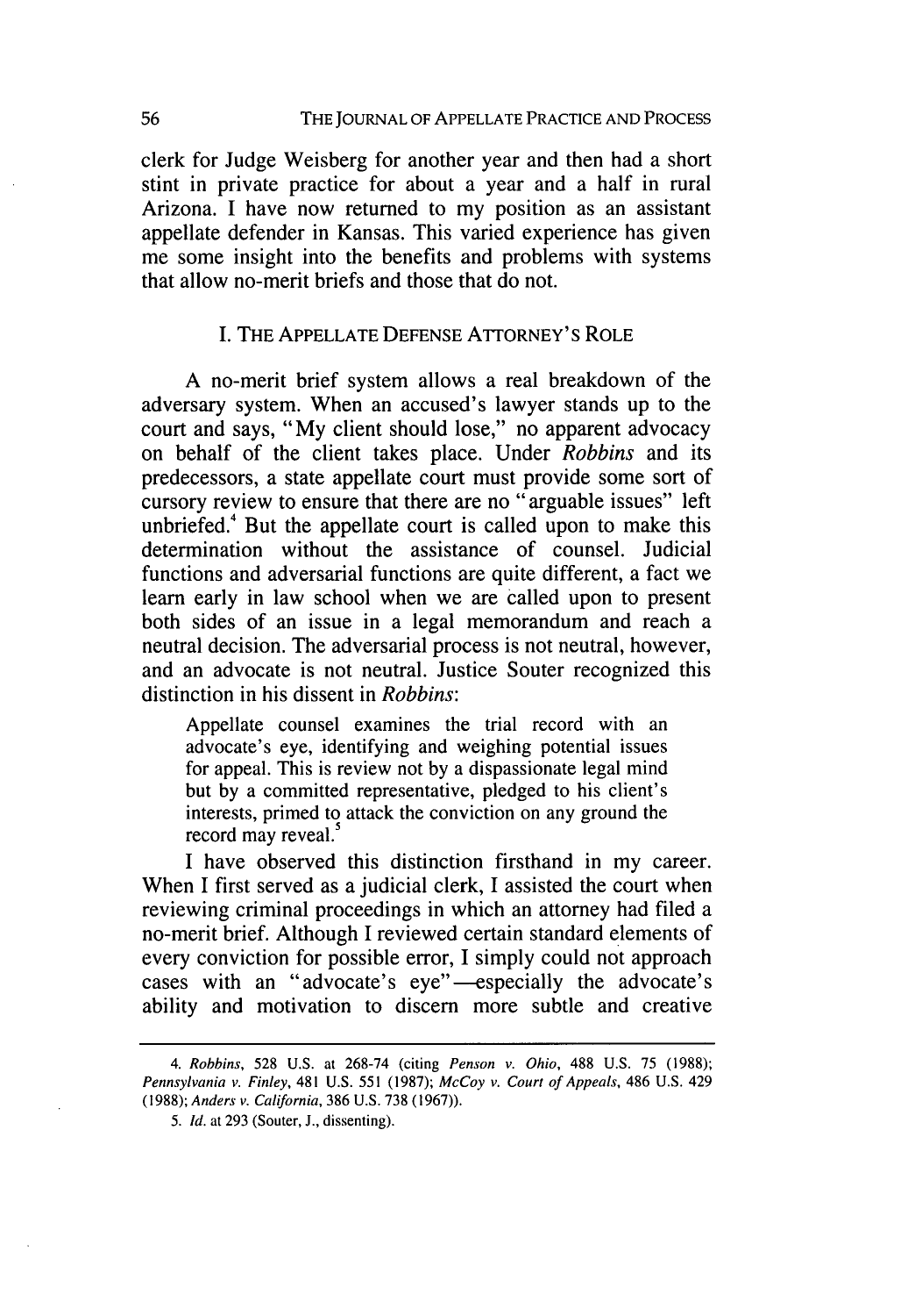clerk for Judge Weisberg for another year and then had a short stint in private practice for about a year and a half in rural Arizona. I have now returned to my position as an assistant appellate defender in Kansas. This varied experience has given me some insight into the benefits and problems with systems that allow no-merit briefs and those that do not.

## I. The Appellate Defense Attorney's Role

A no-merit brief system allows a real breakdown of the adversary system. When an accused's lawyer stands up to the court and says, "My client should lose," no apparent advocacy on behalf of the client takes place. Under *Robbins* and its predecessors, a state appellate court must provide some sort of cursory review to ensure that there are no "arguable issues" left unbriefed.[4] But the appellate court is called upon to make this determination without the assistance of counsel. Judicial functions and adversarial functions are quite different, a fact we learn early in law school when we are called upon to present both sides of an issue in a legal memorandum and reach a neutral decision. The adversarial process is not neutral, however, and an advocate is not neutral. Justice Souter recognized this distinction in his dissent in *Robbins*:

> Appellate counsel examines the trial record with an advocate's eye, identifying and weighing potential issues for appeal. This is review not by a dispassionate legal mind but by a committed representative, pledged to his client's interests, primed to attack the conviction on any ground the record may reveal.[5]

I have observed this distinction firsthand in my career. When I first served as a judicial clerk, I assisted the court when reviewing criminal proceedings in which an attorney had filed a no-merit brief. Although I reviewed certain standard elements of every conviction for possible error, I simply could not approach cases with an "advocate's eye"—especially the advocate's ability and motivation to discern more subtle and creative

---

4. *Robbins*, 528 U.S. at 268-74 (citing *Penson v. Ohio*, 488 U.S. 75 (1988); *Pennsylvania v. Finley*, 481 U.S. 551 (1987); *McCoy v. Court of Appeals*, 486 U.S. 429 (1988); *Anders v. California*, 386 U.S. 738 (1967)).

5. *Id.* at 293 (Souter, J., dissenting).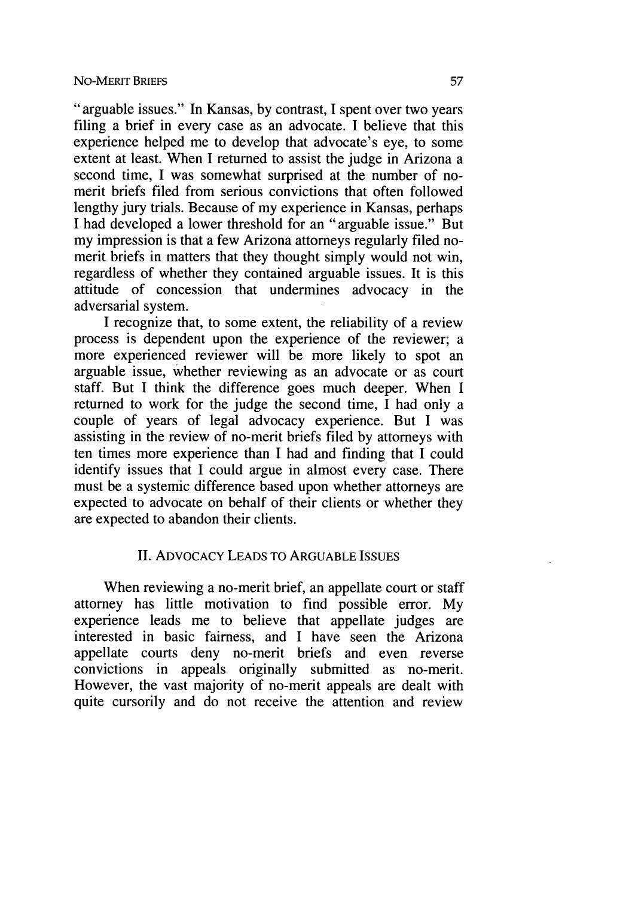"arguable issues." In Kansas, by contrast, I spent over two years filing a brief in every case as an advocate. I believe that this experience helped me to develop that advocate's eye, to some extent at least. When I returned to assist the judge in Arizona a second time, I was somewhat surprised at the number of no-merit briefs filed from serious convictions that often followed lengthy jury trials. Because of my experience in Kansas, perhaps I had developed a lower threshold for an "arguable issue." But my impression is that a few Arizona attorneys regularly filed no-merit briefs in matters that they thought simply would not win, regardless of whether they contained arguable issues. It is this attitude of concession that undermines advocacy in the adversarial system.

I recognize that, to some extent, the reliability of a review process is dependent upon the experience of the reviewer; a more experienced reviewer will be more likely to spot an arguable issue, whether reviewing as an advocate or as court staff. But I think the difference goes much deeper. When I returned to work for the judge the second time, I had only a couple of years of legal advocacy experience. But I was assisting in the review of no-merit briefs filed by attorneys with ten times more experience than I had and finding that I could identify issues that I could argue in almost every case. There must be a systemic difference based upon whether attorneys are expected to advocate on behalf of their clients or whether they are expected to abandon their clients.

## II. ADVOCACY LEADS TO ARGUABLE ISSUES

When reviewing a no-merit brief, an appellate court or staff attorney has little motivation to find possible error. My experience leads me to believe that appellate judges are interested in basic fairness, and I have seen the Arizona appellate courts deny no-merit briefs and even reverse convictions in appeals originally submitted as no-merit. However, the vast majority of no-merit appeals are dealt with quite cursorily and do not receive the attention and review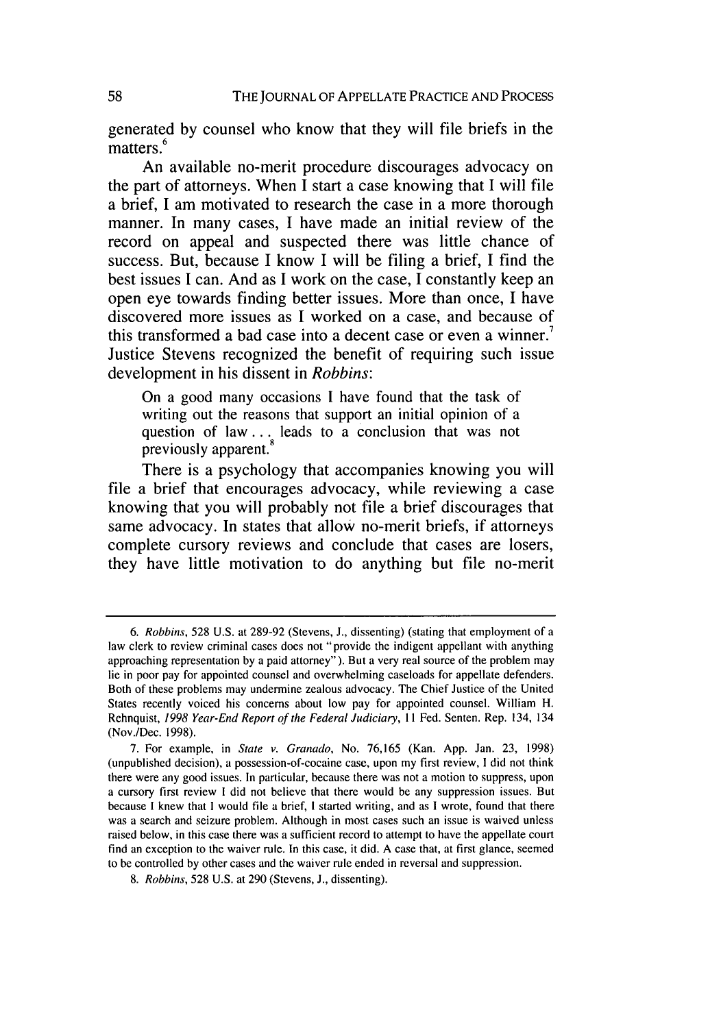generated by counsel who know that they will file briefs in the matters.[6]

An available no-merit procedure discourages advocacy on the part of attorneys. When I start a case knowing that I will file a brief, I am motivated to research the case in a more thorough manner. In many cases, I have made an initial review of the record on appeal and suspected there was little chance of success. But, because I know I will be filing a brief, I find the best issues I can. And as I work on the case, I constantly keep an open eye towards finding better issues. More than once, I have discovered more issues as I worked on a case, and because of this transformed a bad case into a decent case or even a winner.[7] Justice Stevens recognized the benefit of requiring such issue development in his dissent in *Robbins*:

> On a good many occasions I have found that the task of writing out the reasons that support an initial opinion of a question of law . . . leads to a conclusion that was not previously apparent.[8]

There is a psychology that accompanies knowing you will file a brief that encourages advocacy, while reviewing a case knowing that you will probably not file a brief discourages that same advocacy. In states that allow no-merit briefs, if attorneys complete cursory reviews and conclude that cases are losers, they have little motivation to do anything but file no-merit

---

6. *Robbins*, 528 U.S. at 289-92 (Stevens, J., dissenting) (stating that employment of a law clerk to review criminal cases does not "provide the indigent appellant with anything approaching representation by a paid attorney"). But a very real source of the problem may lie in poor pay for appointed counsel and overwhelming caseloads for appellate defenders. Both of these problems may undermine zealous advocacy. The Chief Justice of the United States recently voiced his concerns about low pay for appointed counsel. William H. Rehnquist, *1998 Year-End Report of the Federal Judiciary*, 11 Fed. Senten. Rep. 134, 134 (Nov./Dec. 1998).

7. For example, in *State v. Granado*, No. 76,165 (Kan. App. Jan. 23, 1998) (unpublished decision), a possession-of-cocaine case, upon my first review, I did not think there were any good issues. In particular, because there was not a motion to suppress, upon a cursory first review I did not believe that there would be any suppression issues. But because I knew that I would file a brief, I started writing, and as I wrote, found that there was a search and seizure problem. Although in most cases such an issue is waived unless raised below, in this case there was a sufficient record to attempt to have the appellate court find an exception to the waiver rule. In this case, it did. A case that, at first glance, seemed to be controlled by other cases and the waiver rule ended in reversal and suppression.

8. *Robbins*, 528 U.S. at 290 (Stevens, J., dissenting).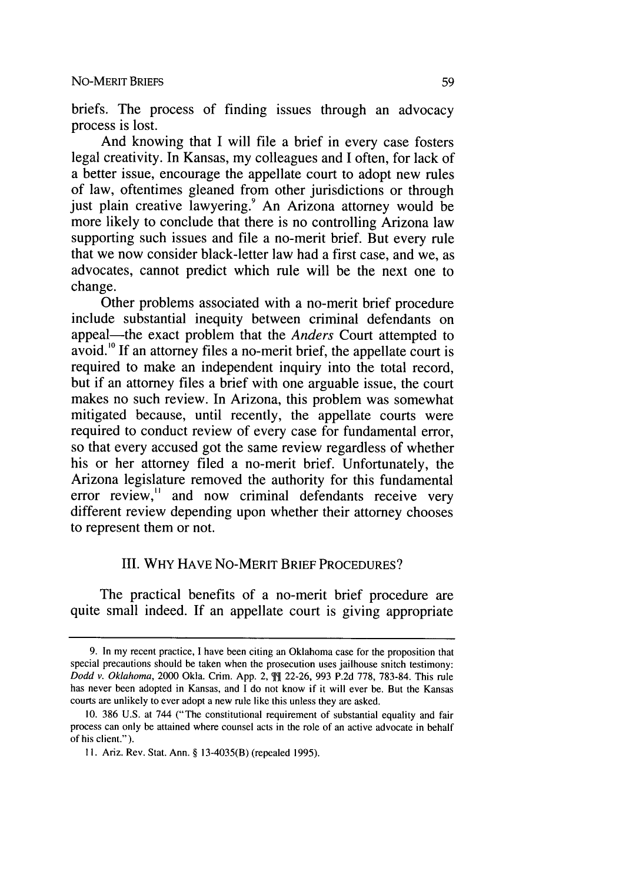briefs. The process of finding issues through an advocacy process is lost.

And knowing that I will file a brief in every case fosters legal creativity. In Kansas, my colleagues and I often, for lack of a better issue, encourage the appellate court to adopt new rules of law, oftentimes gleaned from other jurisdictions or through just plain creative lawyering.[9] An Arizona attorney would be more likely to conclude that there is no controlling Arizona law supporting such issues and file a no-merit brief. But every rule that we now consider black-letter law had a first case, and we, as advocates, cannot predict which rule will be the next one to change.

Other problems associated with a no-merit brief procedure include substantial inequity between criminal defendants on appeal—the exact problem that the *Anders* Court attempted to avoid.[10] If an attorney files a no-merit brief, the appellate court is required to make an independent inquiry into the total record, but if an attorney files a brief with one arguable issue, the court makes no such review. In Arizona, this problem was somewhat mitigated because, until recently, the appellate courts were required to conduct review of every case for fundamental error, so that every accused got the same review regardless of whether his or her attorney filed a no-merit brief. Unfortunately, the Arizona legislature removed the authority for this fundamental error review,[11] and now criminal defendants receive very different review depending upon whether their attorney chooses to represent them or not.

## III. WHY HAVE NO-MERIT BRIEF PROCEDURES?

The practical benefits of a no-merit brief procedure are quite small indeed. If an appellate court is giving appropriate

---

9. In my recent practice, I have been citing an Oklahoma case for the proposition that special precautions should be taken when the prosecution uses jailhouse snitch testimony: *Dodd v. Oklahoma*, 2000 Okla. Crim. App. 2, ¶¶ 22-26, 993 P.2d 778, 783-84. This rule has never been adopted in Kansas, and I do not know if it will ever be. But the Kansas courts are unlikely to ever adopt a new rule like this unless they are asked.

10. 386 U.S. at 744 ("The constitutional requirement of substantial equality and fair process can only be attained where counsel acts in the role of an active advocate in behalf of his client.").

11. Ariz. Rev. Stat. Ann. § 13-4035(B) (repealed 1995).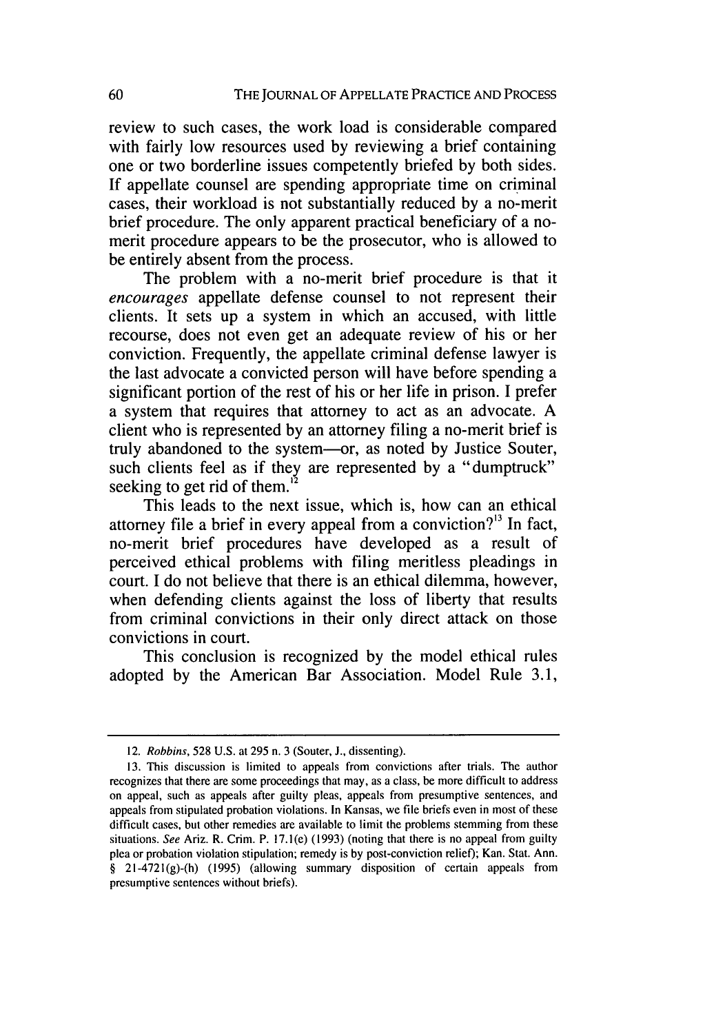review to such cases, the work load is considerable compared with fairly low resources used by reviewing a brief containing one or two borderline issues competently briefed by both sides. If appellate counsel are spending appropriate time on criminal cases, their workload is not substantially reduced by a no-merit brief procedure. The only apparent practical beneficiary of a no-merit procedure appears to be the prosecutor, who is allowed to be entirely absent from the process.

The problem with a no-merit brief procedure is that it *encourages* appellate defense counsel to not represent their clients. It sets up a system in which an accused, with little recourse, does not even get an adequate review of his or her conviction. Frequently, the appellate criminal defense lawyer is the last advocate a convicted person will have before spending a significant portion of the rest of his or her life in prison. I prefer a system that requires that attorney to act as an advocate. A client who is represented by an attorney filing a no-merit brief is truly abandoned to the system—or, as noted by Justice Souter, such clients feel as if they are represented by a "dumptruck" seeking to get rid of them.[12]

This leads to the next issue, which is, how can an ethical attorney file a brief in every appeal from a conviction?[13] In fact, no-merit brief procedures have developed as a result of perceived ethical problems with filing meritless pleadings in court. I do not believe that there is an ethical dilemma, however, when defending clients against the loss of liberty that results from criminal convictions in their only direct attack on those convictions in court.

This conclusion is recognized by the model ethical rules adopted by the American Bar Association. Model Rule 3.1,

---

12. *Robbins*, 528 U.S. at 295 n. 3 (Souter, J., dissenting).

13. This discussion is limited to appeals from convictions after trials. The author recognizes that there are some proceedings that may, as a class, be more difficult to address on appeal, such as appeals after guilty pleas, appeals from presumptive sentences, and appeals from stipulated probation violations. In Kansas, we file briefs even in most of these difficult cases, but other remedies are available to limit the problems stemming from these situations. *See* Ariz. R. Crim. P. 17.1(e) (1993) (noting that there is no appeal from guilty plea or probation violation stipulation; remedy is by post-conviction relief); Kan. Stat. Ann. § 21-4721(g)-(h) (1995) (allowing summary disposition of certain appeals from presumptive sentences without briefs).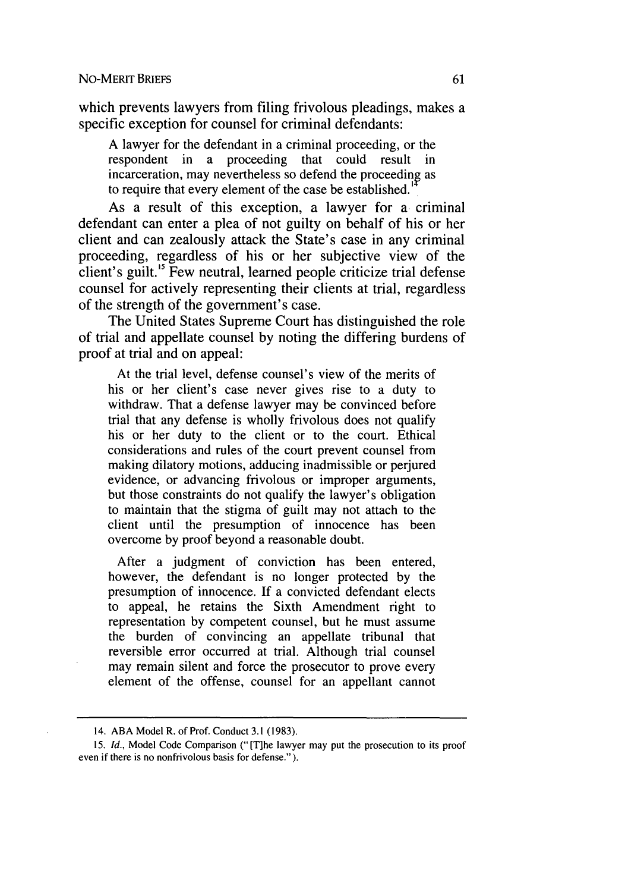which prevents lawyers from filing frivolous pleadings, makes a specific exception for counsel for criminal defendants:

> A lawyer for the defendant in a criminal proceeding, or the respondent in a proceeding that could result in incarceration, may nevertheless so defend the proceeding as to require that every element of the case be established.[14]

As a result of this exception, a lawyer for a criminal defendant can enter a plea of not guilty on behalf of his or her client and can zealously attack the State's case in any criminal proceeding, regardless of his or her subjective view of the client's guilt.[15] Few neutral, learned people criticize trial defense counsel for actively representing their clients at trial, regardless of the strength of the government's case.

The United States Supreme Court has distinguished the role of trial and appellate counsel by noting the differing burdens of proof at trial and on appeal:

> At the trial level, defense counsel's view of the merits of his or her client's case never gives rise to a duty to withdraw. That a defense lawyer may be convinced before trial that any defense is wholly frivolous does not qualify his or her duty to the client or to the court. Ethical considerations and rules of the court prevent counsel from making dilatory motions, adducing inadmissible or perjured evidence, or advancing frivolous or improper arguments, but those constraints do not qualify the lawyer's obligation to maintain that the stigma of guilt may not attach to the client until the presumption of innocence has been overcome by proof beyond a reasonable doubt.
>
> After a judgment of conviction has been entered, however, the defendant is no longer protected by the presumption of innocence. If a convicted defendant elects to appeal, he retains the Sixth Amendment right to representation by competent counsel, but he must assume the burden of convincing an appellate tribunal that reversible error occurred at trial. Although trial counsel may remain silent and force the prosecutor to prove every element of the offense, counsel for an appellant cannot

---

14. ABA Model R. of Prof. Conduct 3.1 (1983).

15. *Id.*, Model Code Comparison ("[T]he lawyer may put the prosecution to its proof even if there is no nonfrivolous basis for defense.").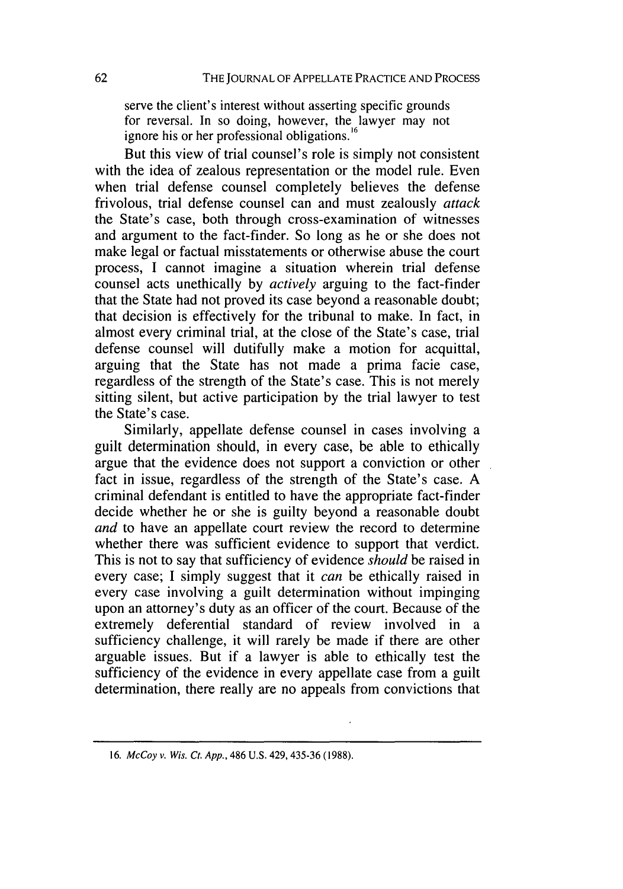serve the client's interest without asserting specific grounds for reversal. In so doing, however, the lawyer may not ignore his or her professional obligations.[16]

But this view of trial counsel's role is simply not consistent with the idea of zealous representation or the model rule. Even when trial defense counsel completely believes the defense frivolous, trial defense counsel can and must zealously *attack* the State's case, both through cross-examination of witnesses and argument to the fact-finder. So long as he or she does not make legal or factual misstatements or otherwise abuse the court process, I cannot imagine a situation wherein trial defense counsel acts unethically by *actively* arguing to the fact-finder that the State had not proved its case beyond a reasonable doubt; that decision is effectively for the tribunal to make. In fact, in almost every criminal trial, at the close of the State's case, trial defense counsel will dutifully make a motion for acquittal, arguing that the State has not made a prima facie case, regardless of the strength of the State's case. This is not merely sitting silent, but active participation by the trial lawyer to test the State's case.

Similarly, appellate defense counsel in cases involving a guilt determination should, in every case, be able to ethically argue that the evidence does not support a conviction or other fact in issue, regardless of the strength of the State's case. A criminal defendant is entitled to have the appropriate fact-finder decide whether he or she is guilty beyond a reasonable doubt *and* to have an appellate court review the record to determine whether there was sufficient evidence to support that verdict. This is not to say that sufficiency of evidence *should* be raised in every case; I simply suggest that it *can* be ethically raised in every case involving a guilt determination without impinging upon an attorney's duty as an officer of the court. Because of the extremely deferential standard of review involved in a sufficiency challenge, it will rarely be made if there are other arguable issues. But if a lawyer is able to ethically test the sufficiency of the evidence in every appellate case from a guilt determination, there really are no appeals from convictions that

16. *McCoy v. Wis. Ct. App.*, 486 U.S. 429, 435-36 (1988).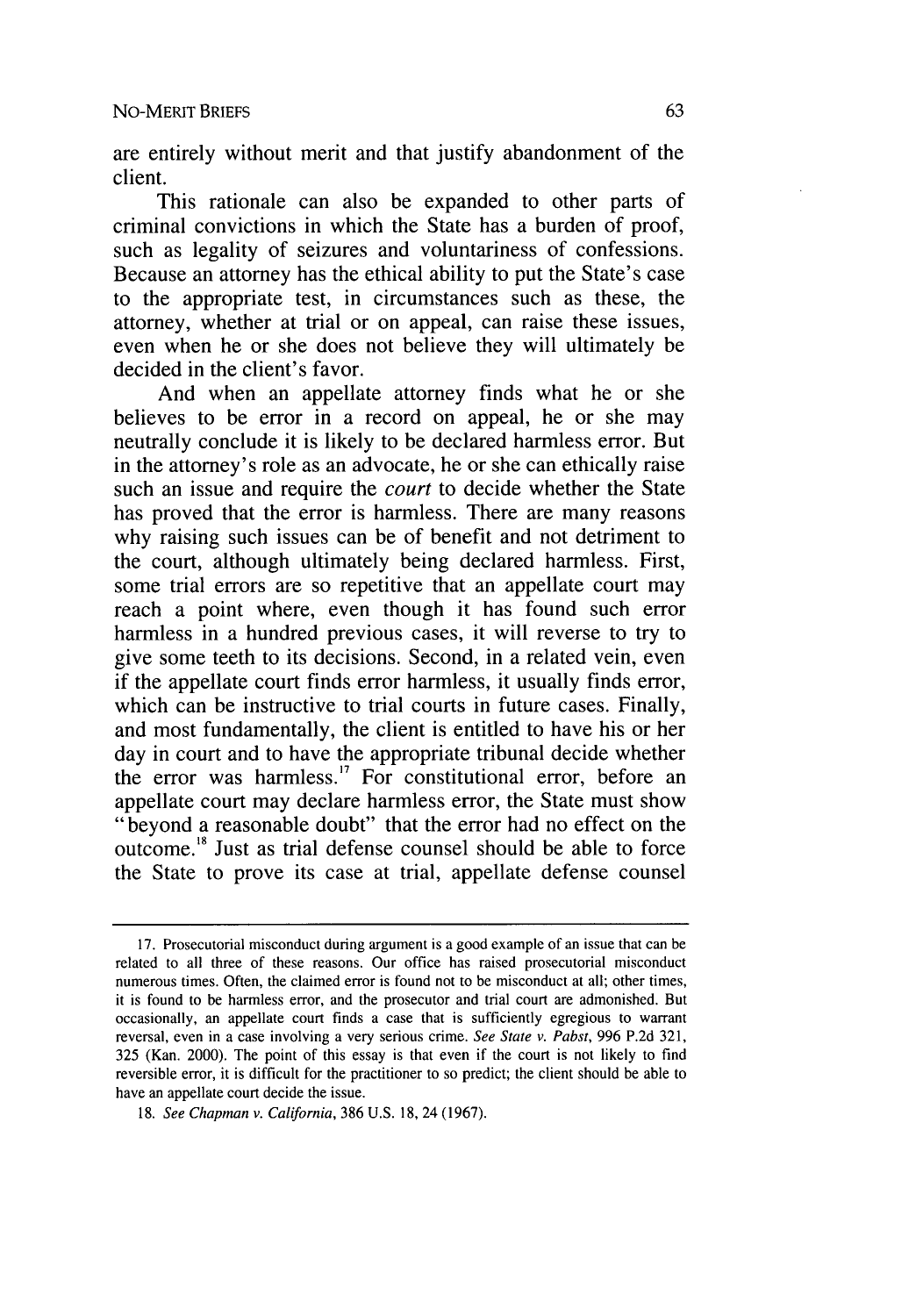are entirely without merit and that justify abandonment of the client.

This rationale can also be expanded to other parts of criminal convictions in which the State has a burden of proof, such as legality of seizures and voluntariness of confessions. Because an attorney has the ethical ability to put the State's case to the appropriate test, in circumstances such as these, the attorney, whether at trial or on appeal, can raise these issues, even when he or she does not believe they will ultimately be decided in the client's favor.

And when an appellate attorney finds what he or she believes to be error in a record on appeal, he or she may neutrally conclude it is likely to be declared harmless error. But in the attorney's role as an advocate, he or she can ethically raise such an issue and require the *court* to decide whether the State has proved that the error is harmless. There are many reasons why raising such issues can be of benefit and not detriment to the court, although ultimately being declared harmless. First, some trial errors are so repetitive that an appellate court may reach a point where, even though it has found such error harmless in a hundred previous cases, it will reverse to try to give some teeth to its decisions. Second, in a related vein, even if the appellate court finds error harmless, it usually finds error, which can be instructive to trial courts in future cases. Finally, and most fundamentally, the client is entitled to have his or her day in court and to have the appropriate tribunal decide whether the error was harmless.[17] For constitutional error, before an appellate court may declare harmless error, the State must show "beyond a reasonable doubt" that the error had no effect on the outcome.[18] Just as trial defense counsel should be able to force the State to prove its case at trial, appellate defense counsel

---

17. Prosecutorial misconduct during argument is a good example of an issue that can be related to all three of these reasons. Our office has raised prosecutorial misconduct numerous times. Often, the claimed error is found not to be misconduct at all; other times, it is found to be harmless error, and the prosecutor and trial court are admonished. But occasionally, an appellate court finds a case that is sufficiently egregious to warrant reversal, even in a case involving a very serious crime. *See State v. Pabst*, 996 P.2d 321, 325 (Kan. 2000). The point of this essay is that even if the court is not likely to find reversible error, it is difficult for the practitioner to so predict; the client should be able to have an appellate court decide the issue.

18. *See Chapman v. California*, 386 U.S. 18, 24 (1967).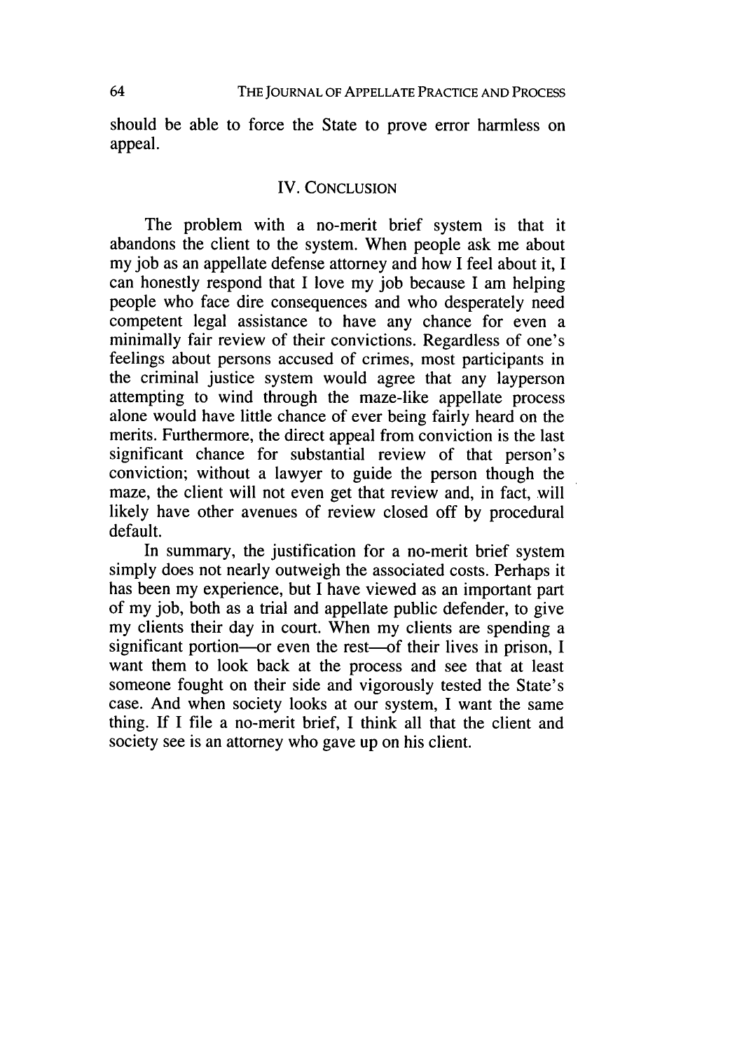should be able to force the State to prove error harmless on appeal.

## IV. CONCLUSION

The problem with a no-merit brief system is that it abandons the client to the system. When people ask me about my job as an appellate defense attorney and how I feel about it, I can honestly respond that I love my job because I am helping people who face dire consequences and who desperately need competent legal assistance to have any chance for even a minimally fair review of their convictions. Regardless of one's feelings about persons accused of crimes, most participants in the criminal justice system would agree that any layperson attempting to wind through the maze-like appellate process alone would have little chance of ever being fairly heard on the merits. Furthermore, the direct appeal from conviction is the last significant chance for substantial review of that person's conviction; without a lawyer to guide the person though the maze, the client will not even get that review and, in fact, will likely have other avenues of review closed off by procedural default.

In summary, the justification for a no-merit brief system simply does not nearly outweigh the associated costs. Perhaps it has been my experience, but I have viewed as an important part of my job, both as a trial and appellate public defender, to give my clients their day in court. When my clients are spending a significant portion—or even the rest—of their lives in prison, I want them to look back at the process and see that at least someone fought on their side and vigorously tested the State's case. And when society looks at our system, I want the same thing. If I file a no-merit brief, I think all that the client and society see is an attorney who gave up on his client.